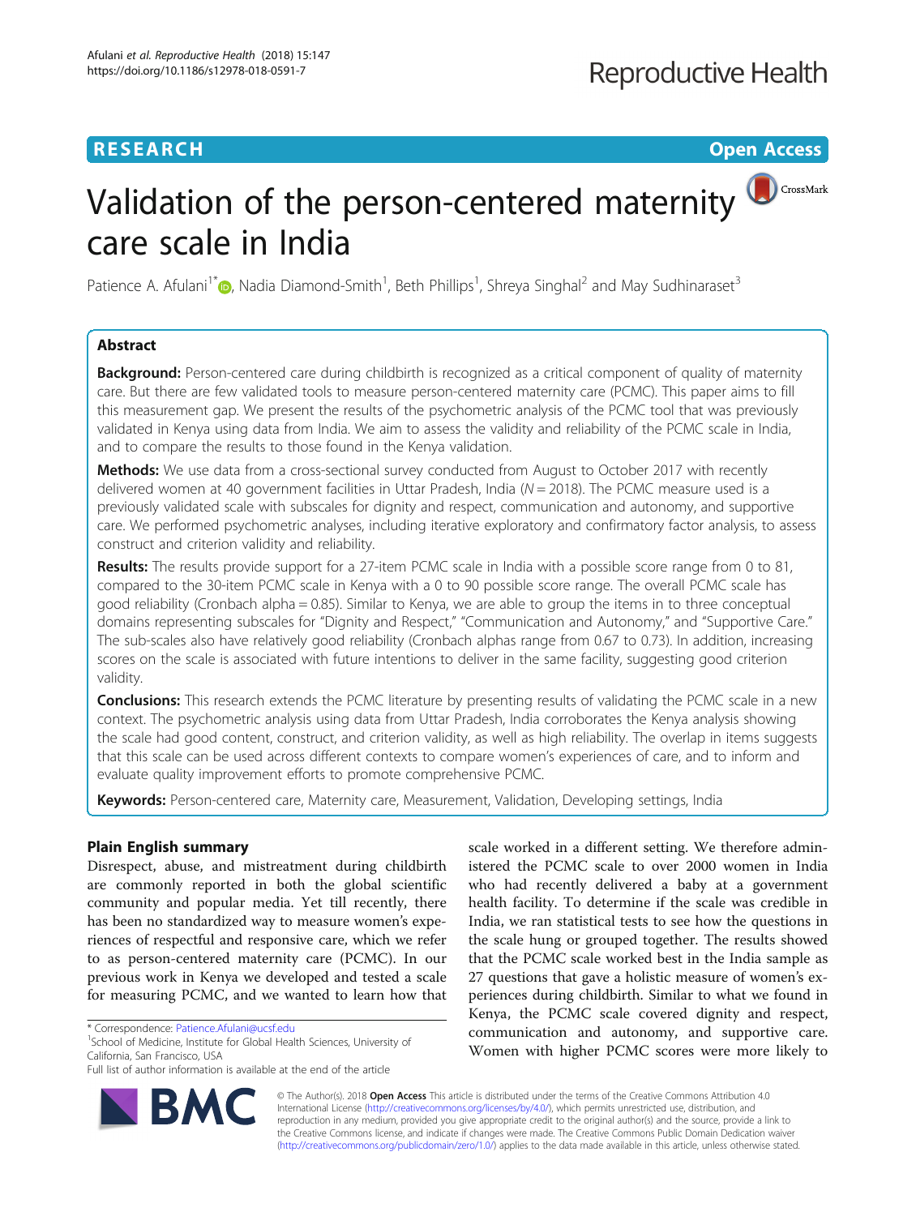# RESEARCH

Open Access

# Validation of the person-centered maternity care scale in India

Patience A. Afulani[1*], Nadia Diamond-Smith[1], Beth Phillips[1], Shreya Singhal[2] and May Sudhinaraset[3]

## Abstract

**Background:** Person-centered care during childbirth is recognized as a critical component of quality of maternity care. But there are few validated tools to measure person-centered maternity care (PCMC). This paper aims to fill this measurement gap. We present the results of the psychometric analysis of the PCMC tool that was previously validated in Kenya using data from India. We aim to assess the validity and reliability of the PCMC scale in India, and to compare the results to those found in the Kenya validation.

**Methods:** We use data from a cross-sectional survey conducted from August to October 2017 with recently delivered women at 40 government facilities in Uttar Pradesh, India ($N = 2018$). The PCMC measure used is a previously validated scale with subscales for dignity and respect, communication and autonomy, and supportive care. We performed psychometric analyses, including iterative exploratory and confirmatory factor analysis, to assess construct and criterion validity and reliability.

**Results:** The results provide support for a 27-item PCMC scale in India with a possible score range from 0 to 81, compared to the 30-item PCMC scale in Kenya with a 0 to 90 possible score range. The overall PCMC scale has good reliability (Cronbach alpha = 0.85). Similar to Kenya, we are able to group the items in to three conceptual domains representing subscales for "Dignity and Respect," "Communication and Autonomy," and "Supportive Care." The sub-scales also have relatively good reliability (Cronbach alphas range from 0.67 to 0.73). In addition, increasing scores on the scale is associated with future intentions to deliver in the same facility, suggesting good criterion validity.

**Conclusions:** This research extends the PCMC literature by presenting results of validating the PCMC scale in a new context. The psychometric analysis using data from Uttar Pradesh, India corroborates the Kenya analysis showing the scale had good content, construct, and criterion validity, as well as high reliability. The overlap in items suggests that this scale can be used across different contexts to compare women's experiences of care, and to inform and evaluate quality improvement efforts to promote comprehensive PCMC.

**Keywords:** Person-centered care, Maternity care, Measurement, Validation, Developing settings, India

## Plain English summary

Disrespect, abuse, and mistreatment during childbirth are commonly reported in both the global scientific community and popular media. Yet till recently, there has been no standardized way to measure women's experiences of respectful and responsive care, which we refer to as person-centered maternity care (PCMC). In our previous work in Kenya we developed and tested a scale for measuring PCMC, and we wanted to learn how that scale worked in a different setting. We therefore administered the PCMC scale to over 2000 women in India who had recently delivered a baby at a government health facility. To determine if the scale was credible in India, we ran statistical tests to see how the questions in the scale hung or grouped together. The results showed that the PCMC scale worked best in the India sample as 27 questions that gave a holistic measure of women's experiences during childbirth. Similar to what we found in Kenya, the PCMC scale covered dignity and respect, communication and autonomy, and supportive care. Women with higher PCMC scores were more likely to

\* Correspondence: Patience.Afulani@ucsf.edu
[1]School of Medicine, Institute for Global Health Sciences, University of California, San Francisco, USA
Full list of author information is available at the end of the article

© The Author(s). 2018 **Open Access** This article is distributed under the terms of the Creative Commons Attribution 4.0 International License (http://creativecommons.org/licenses/by/4.0/), which permits unrestricted use, distribution, and reproduction in any medium, provided you give appropriate credit to the original author(s) and the source, provide a link to the Creative Commons license, and indicate if changes were made. The Creative Commons Public Domain Dedication waiver (http://creativecommons.org/publicdomain/zero/1.0/) applies to the data made available in this article, unless otherwise stated.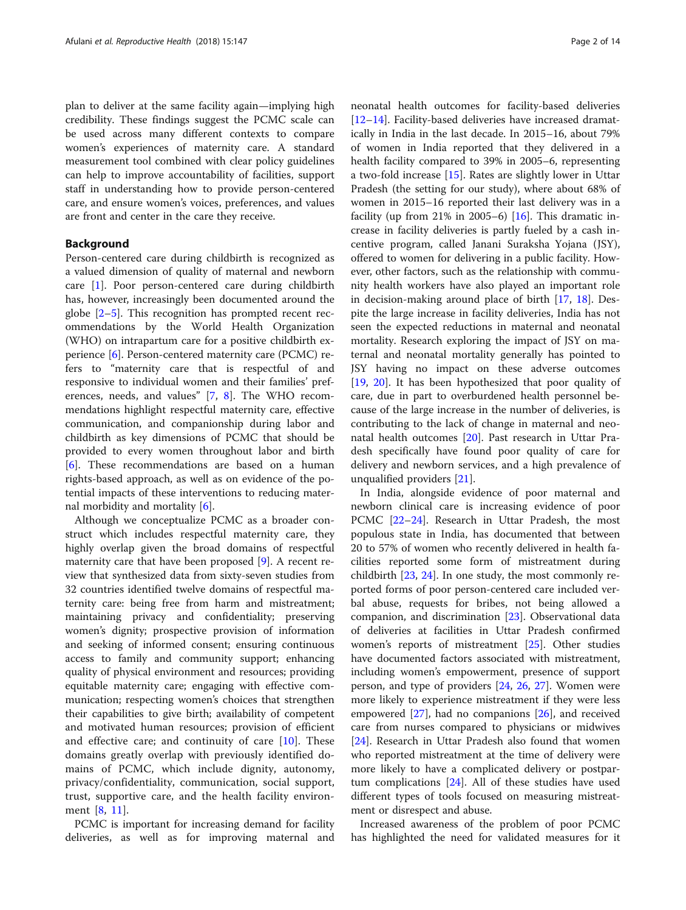plan to deliver at the same facility again—implying high credibility. These findings suggest the PCMC scale can be used across many different contexts to compare women's experiences of maternity care. A standard measurement tool combined with clear policy guidelines can help to improve accountability of facilities, support staff in understanding how to provide person-centered care, and ensure women's voices, preferences, and values are front and center in the care they receive.

## Background

Person-centered care during childbirth is recognized as a valued dimension of quality of maternal and newborn care [1]. Poor person-centered care during childbirth has, however, increasingly been documented around the globe [2–5]. This recognition has prompted recent recommendations by the World Health Organization (WHO) on intrapartum care for a positive childbirth experience [6]. Person-centered maternity care (PCMC) refers to "maternity care that is respectful of and responsive to individual women and their families' preferences, needs, and values" [7, 8]. The WHO recommendations highlight respectful maternity care, effective communication, and companionship during labor and childbirth as key dimensions of PCMC that should be provided to every women throughout labor and birth [6]. These recommendations are based on a human rights-based approach, as well as on evidence of the potential impacts of these interventions to reducing maternal morbidity and mortality [6].

Although we conceptualize PCMC as a broader construct which includes respectful maternity care, they highly overlap given the broad domains of respectful maternity care that have been proposed [9]. A recent review that synthesized data from sixty-seven studies from 32 countries identified twelve domains of respectful maternity care: being free from harm and mistreatment; maintaining privacy and confidentiality; preserving women's dignity; prospective provision of information and seeking of informed consent; ensuring continuous access to family and community support; enhancing quality of physical environment and resources; providing equitable maternity care; engaging with effective communication; respecting women's choices that strengthen their capabilities to give birth; availability of competent and motivated human resources; provision of efficient and effective care; and continuity of care [10]. These domains greatly overlap with previously identified domains of PCMC, which include dignity, autonomy, privacy/confidentiality, communication, social support, trust, supportive care, and the health facility environment [8, 11].

PCMC is important for increasing demand for facility deliveries, as well as for improving maternal and neonatal health outcomes for facility-based deliveries [12–14]. Facility-based deliveries have increased dramatically in India in the last decade. In 2015–16, about 79% of women in India reported that they delivered in a health facility compared to 39% in 2005–6, representing a two-fold increase [15]. Rates are slightly lower in Uttar Pradesh (the setting for our study), where about 68% of women in 2015–16 reported their last delivery was in a facility (up from 21% in 2005–6) [16]. This dramatic increase in facility deliveries is partly fueled by a cash incentive program, called Janani Suraksha Yojana (JSY), offered to women for delivering in a public facility. However, other factors, such as the relationship with community health workers have also played an important role in decision-making around place of birth [17, 18]. Despite the large increase in facility deliveries, India has not seen the expected reductions in maternal and neonatal mortality. Research exploring the impact of JSY on maternal and neonatal mortality generally has pointed to JSY having no impact on these adverse outcomes [19, 20]. It has been hypothesized that poor quality of care, due in part to overburdened health personnel because of the large increase in the number of deliveries, is contributing to the lack of change in maternal and neonatal health outcomes [20]. Past research in Uttar Pradesh specifically have found poor quality of care for delivery and newborn services, and a high prevalence of unqualified providers [21].

In India, alongside evidence of poor maternal and newborn clinical care is increasing evidence of poor PCMC [22–24]. Research in Uttar Pradesh, the most populous state in India, has documented that between 20 to 57% of women who recently delivered in health facilities reported some form of mistreatment during childbirth [23, 24]. In one study, the most commonly reported forms of poor person-centered care included verbal abuse, requests for bribes, not being allowed a companion, and discrimination [23]. Observational data of deliveries at facilities in Uttar Pradesh confirmed women's reports of mistreatment [25]. Other studies have documented factors associated with mistreatment, including women's empowerment, presence of support person, and type of providers [24, 26, 27]. Women were more likely to experience mistreatment if they were less empowered [27], had no companions [26], and received care from nurses compared to physicians or midwives [24]. Research in Uttar Pradesh also found that women who reported mistreatment at the time of delivery were more likely to have a complicated delivery or postpartum complications [24]. All of these studies have used different types of tools focused on measuring mistreatment or disrespect and abuse.

Increased awareness of the problem of poor PCMC has highlighted the need for validated measures for it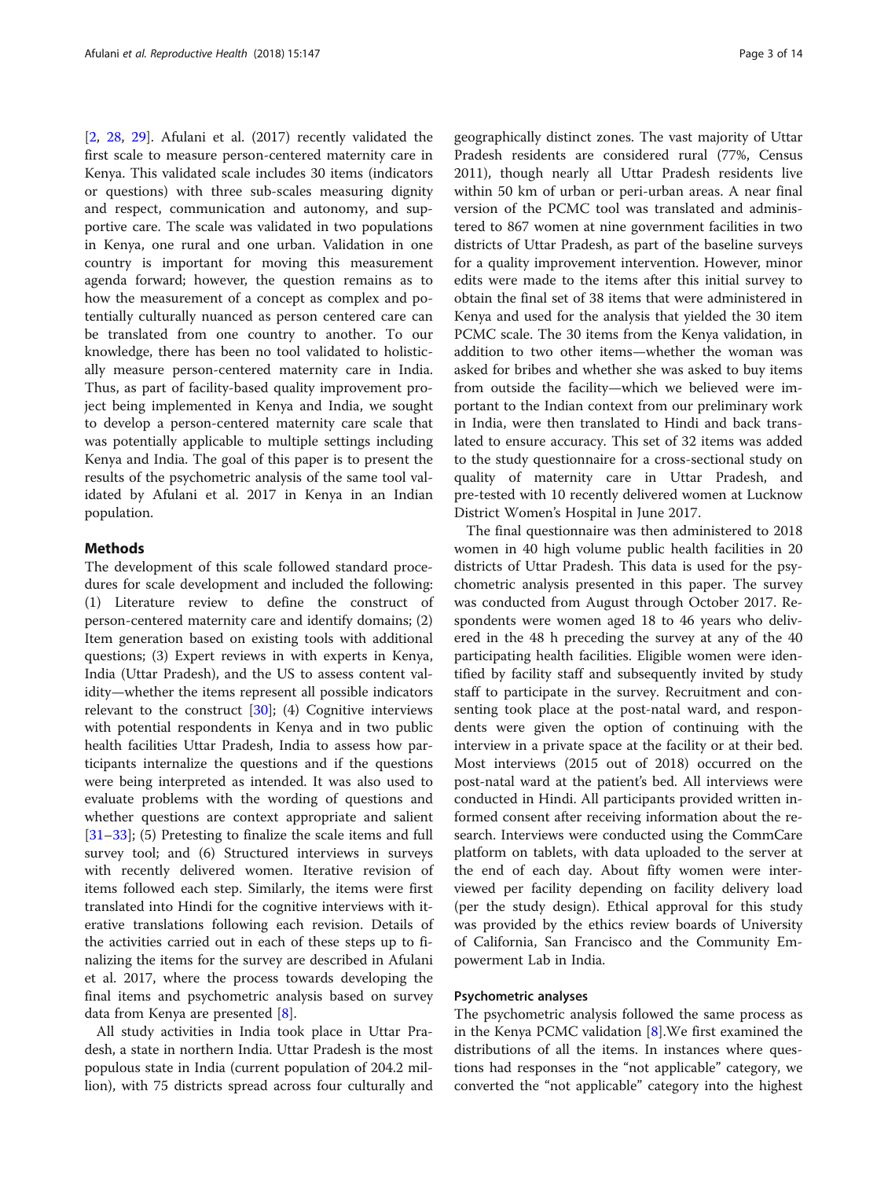[2, 28, 29]. Afulani et al. (2017) recently validated the first scale to measure person-centered maternity care in Kenya. This validated scale includes 30 items (indicators or questions) with three sub-scales measuring dignity and respect, communication and autonomy, and supportive care. The scale was validated in two populations in Kenya, one rural and one urban. Validation in one country is important for moving this measurement agenda forward; however, the question remains as to how the measurement of a concept as complex and potentially culturally nuanced as person centered care can be translated from one country to another. To our knowledge, there has been no tool validated to holistically measure person-centered maternity care in India. Thus, as part of facility-based quality improvement project being implemented in Kenya and India, we sought to develop a person-centered maternity care scale that was potentially applicable to multiple settings including Kenya and India. The goal of this paper is to present the results of the psychometric analysis of the same tool validated by Afulani et al. 2017 in Kenya in an Indian population.

## Methods

The development of this scale followed standard procedures for scale development and included the following: (1) Literature review to define the construct of person-centered maternity care and identify domains; (2) Item generation based on existing tools with additional questions; (3) Expert reviews in with experts in Kenya, India (Uttar Pradesh), and the US to assess content validity—whether the items represent all possible indicators relevant to the construct [30]; (4) Cognitive interviews with potential respondents in Kenya and in two public health facilities Uttar Pradesh, India to assess how participants internalize the questions and if the questions were being interpreted as intended. It was also used to evaluate problems with the wording of questions and whether questions are context appropriate and salient [31–33]; (5) Pretesting to finalize the scale items and full survey tool; and (6) Structured interviews in surveys with recently delivered women. Iterative revision of items followed each step. Similarly, the items were first translated into Hindi for the cognitive interviews with iterative translations following each revision. Details of the activities carried out in each of these steps up to finalizing the items for the survey are described in Afulani et al. 2017, where the process towards developing the final items and psychometric analysis based on survey data from Kenya are presented [8].

All study activities in India took place in Uttar Pradesh, a state in northern India. Uttar Pradesh is the most populous state in India (current population of 204.2 million), with 75 districts spread across four culturally and geographically distinct zones. The vast majority of Uttar Pradesh residents are considered rural (77%, Census 2011), though nearly all Uttar Pradesh residents live within 50 km of urban or peri-urban areas. A near final version of the PCMC tool was translated and administered to 867 women at nine government facilities in two districts of Uttar Pradesh, as part of the baseline surveys for a quality improvement intervention. However, minor edits were made to the items after this initial survey to obtain the final set of 38 items that were administered in Kenya and used for the analysis that yielded the 30 item PCMC scale. The 30 items from the Kenya validation, in addition to two other items—whether the woman was asked for bribes and whether she was asked to buy items from outside the facility—which we believed were important to the Indian context from our preliminary work in India, were then translated to Hindi and back translated to ensure accuracy. This set of 32 items was added to the study questionnaire for a cross-sectional study on quality of maternity care in Uttar Pradesh, and pre-tested with 10 recently delivered women at Lucknow District Women's Hospital in June 2017.

The final questionnaire was then administered to 2018 women in 40 high volume public health facilities in 20 districts of Uttar Pradesh. This data is used for the psychometric analysis presented in this paper. The survey was conducted from August through October 2017. Respondents were women aged 18 to 46 years who delivered in the 48 h preceding the survey at any of the 40 participating health facilities. Eligible women were identified by facility staff and subsequently invited by study staff to participate in the survey. Recruitment and consenting took place at the post-natal ward, and respondents were given the option of continuing with the interview in a private space at the facility or at their bed. Most interviews (2015 out of 2018) occurred on the post-natal ward at the patient's bed. All interviews were conducted in Hindi. All participants provided written informed consent after receiving information about the research. Interviews were conducted using the CommCare platform on tablets, with data uploaded to the server at the end of each day. About fifty women were interviewed per facility depending on facility delivery load (per the study design). Ethical approval for this study was provided by the ethics review boards of University of California, San Francisco and the Community Empowerment Lab in India.

### Psychometric analyses

The psychometric analysis followed the same process as in the Kenya PCMC validation [8].We first examined the distributions of all the items. In instances where questions had responses in the "not applicable" category, we converted the "not applicable" category into the highest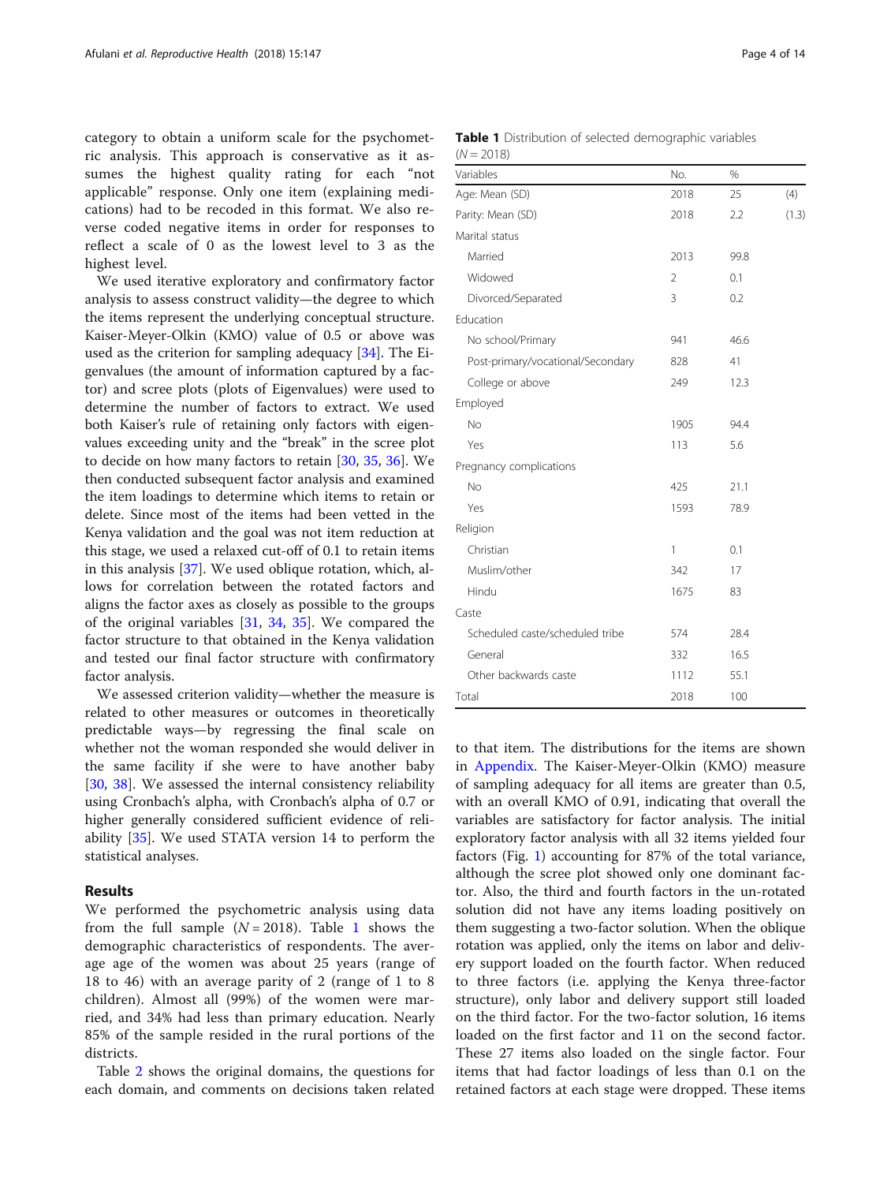category to obtain a uniform scale for the psychometric analysis. This approach is conservative as it assumes the highest quality rating for each "not applicable" response. Only one item (explaining medications) had to be recoded in this format. We also reverse coded negative items in order for responses to reflect a scale of 0 as the lowest level to 3 as the highest level.

We used iterative exploratory and confirmatory factor analysis to assess construct validity—the degree to which the items represent the underlying conceptual structure. Kaiser-Meyer-Olkin (KMO) value of 0.5 or above was used as the criterion for sampling adequacy [34]. The Eigenvalues (the amount of information captured by a factor) and scree plots (plots of Eigenvalues) were used to determine the number of factors to extract. We used both Kaiser's rule of retaining only factors with eigenvalues exceeding unity and the "break" in the scree plot to decide on how many factors to retain [30, 35, 36]. We then conducted subsequent factor analysis and examined the item loadings to determine which items to retain or delete. Since most of the items had been vetted in the Kenya validation and the goal was not item reduction at this stage, we used a relaxed cut-off of 0.1 to retain items in this analysis [37]. We used oblique rotation, which, allows for correlation between the rotated factors and aligns the factor axes as closely as possible to the groups of the original variables [31, 34, 35]. We compared the factor structure to that obtained in the Kenya validation and tested our final factor structure with confirmatory factor analysis.

We assessed criterion validity—whether the measure is related to other measures or outcomes in theoretically predictable ways—by regressing the final scale on whether not the woman responded she would deliver in the same facility if she were to have another baby [30, 38]. We assessed the internal consistency reliability using Cronbach's alpha, with Cronbach's alpha of 0.7 or higher generally considered sufficient evidence of reliability [35]. We used STATA version 14 to perform the statistical analyses.

## Results

We performed the psychometric analysis using data from the full sample ($N = 2018$). Table 1 shows the demographic characteristics of respondents. The average age of the women was about 25 years (range of 18 to 46) with an average parity of 2 (range of 1 to 8 children). Almost all (99%) of the women were married, and 34% had less than primary education. Nearly 85% of the sample resided in the rural portions of the districts.

Table 2 shows the original domains, the questions for each domain, and comments on decisions taken related to that item. The distributions for the items are shown in Appendix. The Kaiser-Meyer-Olkin (KMO) measure of sampling adequacy for all items are greater than 0.5, with an overall KMO of 0.91, indicating that overall the variables are satisfactory for factor analysis. The initial exploratory factor analysis with all 32 items yielded four factors (Fig. 1) accounting for 87% of the total variance, although the scree plot showed only one dominant factor. Also, the third and fourth factors in the un-rotated solution did not have any items loading positively on them suggesting a two-factor solution. When the oblique rotation was applied, only the items on labor and delivery support loaded on the fourth factor. When reduced to three factors (i.e. applying the Kenya three-factor structure), only labor and delivery support still loaded on the third factor. For the two-factor solution, 16 items loaded on the first factor and 11 on the second factor. These 27 items also loaded on the single factor. Four items that had factor loadings of less than 0.1 on the retained factors at each stage were dropped. These items

**Table 1** Distribution of selected demographic variables ($N = 2018$)

| Variables | No. | % | |
|---|---|---|---|
| Age: Mean (SD) | 2018 | 25 | (4) |
| Parity: Mean (SD) | 2018 | 2.2 | (1.3) |
| Marital status | | | |
| Married | 2013 | 99.8 | |
| Widowed | 2 | 0.1 | |
| Divorced/Separated | 3 | 0.2 | |
| Education | | | |
| No school/Primary | 941 | 46.6 | |
| Post-primary/vocational/Secondary | 828 | 41 | |
| College or above | 249 | 12.3 | |
| Employed | | | |
| No | 1905 | 94.4 | |
| Yes | 113 | 5.6 | |
| Pregnancy complications | | | |
| No | 425 | 21.1 | |
| Yes | 1593 | 78.9 | |
| Religion | | | |
| Christian | 1 | 0.1 | |
| Muslim/other | 342 | 17 | |
| Hindu | 1675 | 83 | |
| Caste | | | |
| Scheduled caste/scheduled tribe | 574 | 28.4 | |
| General | 332 | 16.5 | |
| Other backwards caste | 1112 | 55.1 | |
| Total | 2018 | 100 | |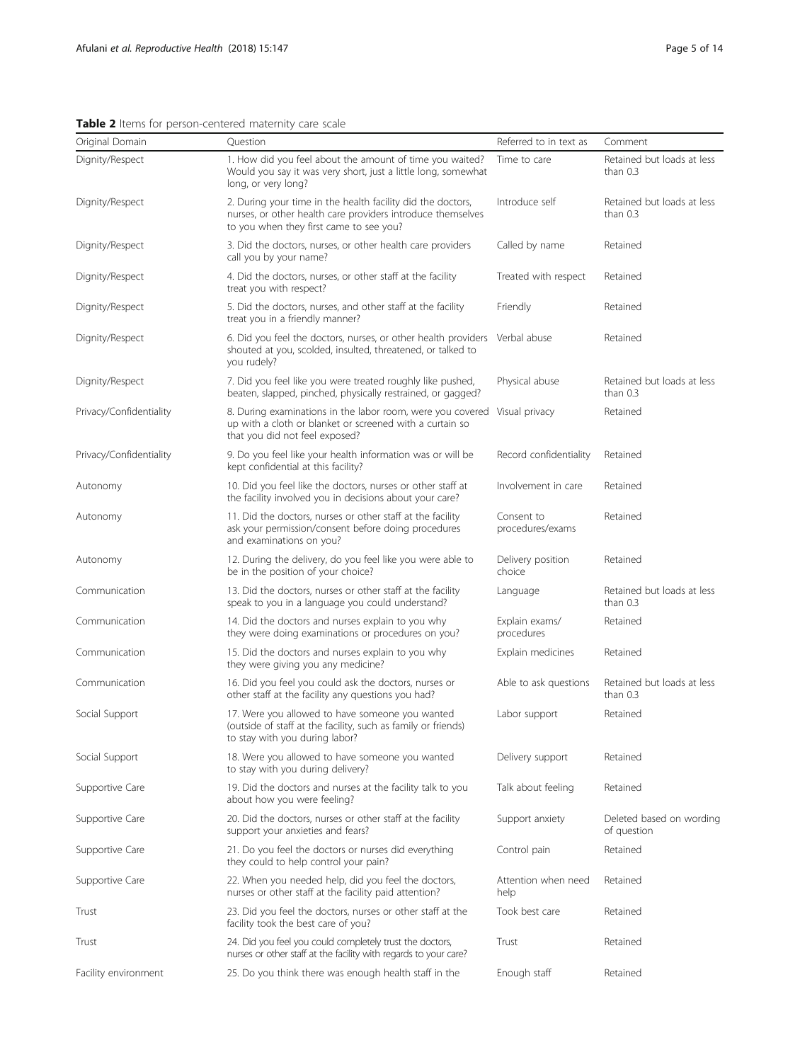**Table 2** Items for person-centered maternity care scale

| Original Domain | Question | Referred to in text as | Comment |
| --- | --- | --- | --- |
| Dignity/Respect | 1. How did you feel about the amount of time you waited? Would you say it was very short, just a little long, somewhat long, or very long? | Time to care | Retained but loads at less than 0.3 |
| Dignity/Respect | 2. During your time in the health facility did the doctors, nurses, or other health care providers introduce themselves to you when they first came to see you? | Introduce self | Retained but loads at less than 0.3 |
| Dignity/Respect | 3. Did the doctors, nurses, or other health care providers call you by your name? | Called by name | Retained |
| Dignity/Respect | 4. Did the doctors, nurses, or other staff at the facility treat you with respect? | Treated with respect | Retained |
| Dignity/Respect | 5. Did the doctors, nurses, and other staff at the facility treat you in a friendly manner? | Friendly | Retained |
| Dignity/Respect | 6. Did you feel the doctors, nurses, or other health providers shouted at you, scolded, insulted, threatened, or talked to you rudely? | Verbal abuse | Retained |
| Dignity/Respect | 7. Did you feel like you were treated roughly like pushed, beaten, slapped, pinched, physically restrained, or gagged? | Physical abuse | Retained but loads at less than 0.3 |
| Privacy/Confidentiality | 8. During examinations in the labor room, were you covered up with a cloth or blanket or screened with a curtain so that you did not feel exposed? | Visual privacy | Retained |
| Privacy/Confidentiality | 9. Do you feel like your health information was or will be kept confidential at this facility? | Record confidentiality | Retained |
| Autonomy | 10. Did you feel like the doctors, nurses or other staff at the facility involved you in decisions about your care? | Involvement in care | Retained |
| Autonomy | 11. Did the doctors, nurses or other staff at the facility ask your permission/consent before doing procedures and examinations on you? | Consent to procedures/exams | Retained |
| Autonomy | 12. During the delivery, do you feel like you were able to be in the position of your choice? | Delivery position choice | Retained |
| Communication | 13. Did the doctors, nurses or other staff at the facility speak to you in a language you could understand? | Language | Retained but loads at less than 0.3 |
| Communication | 14. Did the doctors and nurses explain to you why they were doing examinations or procedures on you? | Explain exams/ procedures | Retained |
| Communication | 15. Did the doctors and nurses explain to you why they were giving you any medicine? | Explain medicines | Retained |
| Communication | 16. Did you feel you could ask the doctors, nurses or other staff at the facility any questions you had? | Able to ask questions | Retained but loads at less than 0.3 |
| Social Support | 17. Were you allowed to have someone you wanted (outside of staff at the facility, such as family or friends) to stay with you during labor? | Labor support | Retained |
| Social Support | 18. Were you allowed to have someone you wanted to stay with you during delivery? | Delivery support | Retained |
| Supportive Care | 19. Did the doctors and nurses at the facility talk to you about how you were feeling? | Talk about feeling | Retained |
| Supportive Care | 20. Did the doctors, nurses or other staff at the facility support your anxieties and fears? | Support anxiety | Deleted based on wording of question |
| Supportive Care | 21. Do you feel the doctors or nurses did everything they could to help control your pain? | Control pain | Retained |
| Supportive Care | 22. When you needed help, did you feel the doctors, nurses or other staff at the facility paid attention? | Attention when need help | Retained |
| Trust | 23. Did you feel the doctors, nurses or other staff at the facility took the best care of you? | Took best care | Retained |
| Trust | 24. Did you feel you could completely trust the doctors, nurses or other staff at the facility with regards to your care? | Trust | Retained |
| Facility environment | 25. Do you think there was enough health staff in the | Enough staff | Retained |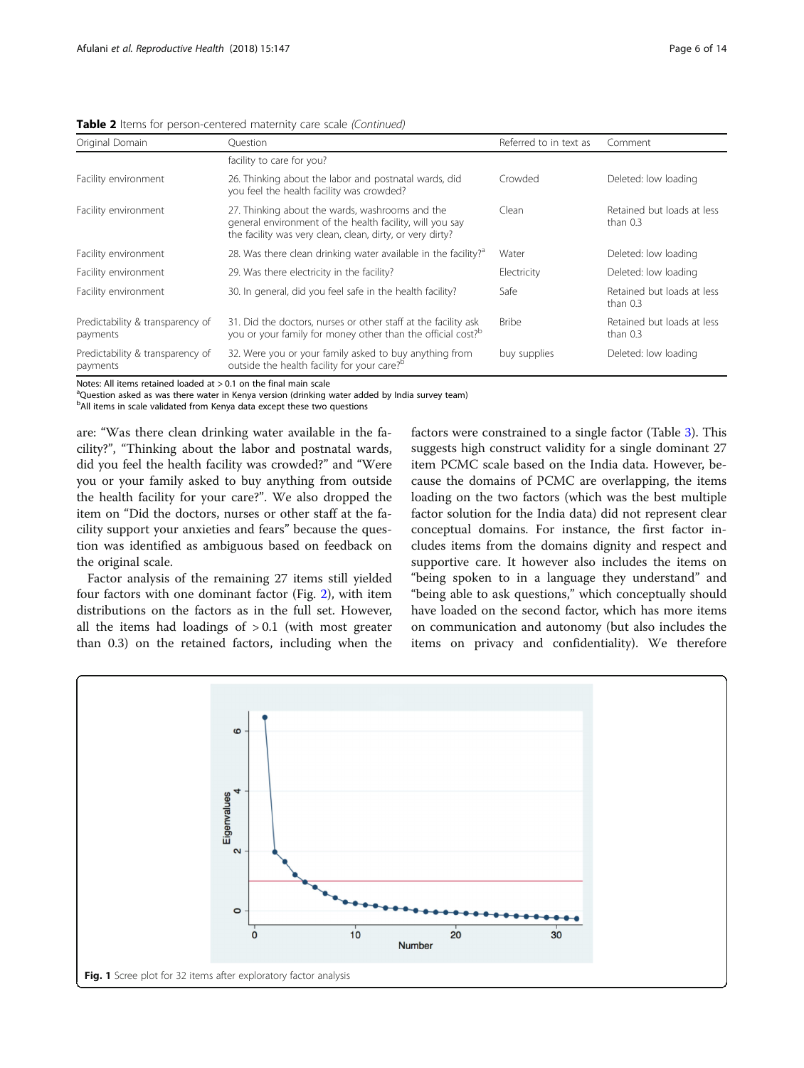**Table 2** Items for person-centered maternity care scale *(Continued)*

| Original Domain | Question | Referred to in text as | Comment |
|---|---|---|---|
| | facility to care for you? | | |
| Facility environment | 26. Thinking about the labor and postnatal wards, did you feel the health facility was crowded? | Crowded | Deleted: low loading |
| Facility environment | 27. Thinking about the wards, washrooms and the general environment of the health facility, will you say the facility was very clean, clean, dirty, or very dirty? | Clean | Retained but loads at less than 0.3 |
| Facility environment | 28. Was there clean drinking water available in the facility?[a] | Water | Deleted: low loading |
| Facility environment | 29. Was there electricity in the facility? | Electricity | Deleted: low loading |
| Facility environment | 30. In general, did you feel safe in the health facility? | Safe | Retained but loads at less than 0.3 |
| Predictability & transparency of payments | 31. Did the doctors, nurses or other staff at the facility ask you or your family for money other than the official cost?[b] | Bribe | Retained but loads at less than 0.3 |
| Predictability & transparency of payments | 32. Were you or your family asked to buy anything from outside the health facility for your care?[b] | buy supplies | Deleted: low loading |

Notes: All items retained loaded at > 0.1 on the final main scale

[a]Question asked as was there water in Kenya version (drinking water added by India survey team)

[b]All items in scale validated from Kenya data except these two questions

are: "Was there clean drinking water available in the facility?", "Thinking about the labor and postnatal wards, did you feel the health facility was crowded?" and "Were you or your family asked to buy anything from outside the health facility for your care?". We also dropped the item on "Did the doctors, nurses or other staff at the facility support your anxieties and fears" because the question was identified as ambiguous based on feedback on the original scale.

Factor analysis of the remaining 27 items still yielded four factors with one dominant factor (Fig. 2), with item distributions on the factors as in the full set. However, all the items had loadings of > 0.1 (with most greater than 0.3) on the retained factors, including when the factors were constrained to a single factor (Table 3). This suggests high construct validity for a single dominant 27 item PCMC scale based on the India data. However, because the domains of PCMC are overlapping, the items loading on the two factors (which was the best multiple factor solution for the India data) did not represent clear conceptual domains. For instance, the first factor includes items from the domains dignity and respect and supportive care. It however also includes the items on "being spoken to in a language they understand" and "being able to ask questions," which conceptually should have loaded on the second factor, which has more items on communication and autonomy (but also includes the items on privacy and confidentiality). We therefore

**Fig. 1** Scree plot for 32 items after exploratory factor analysis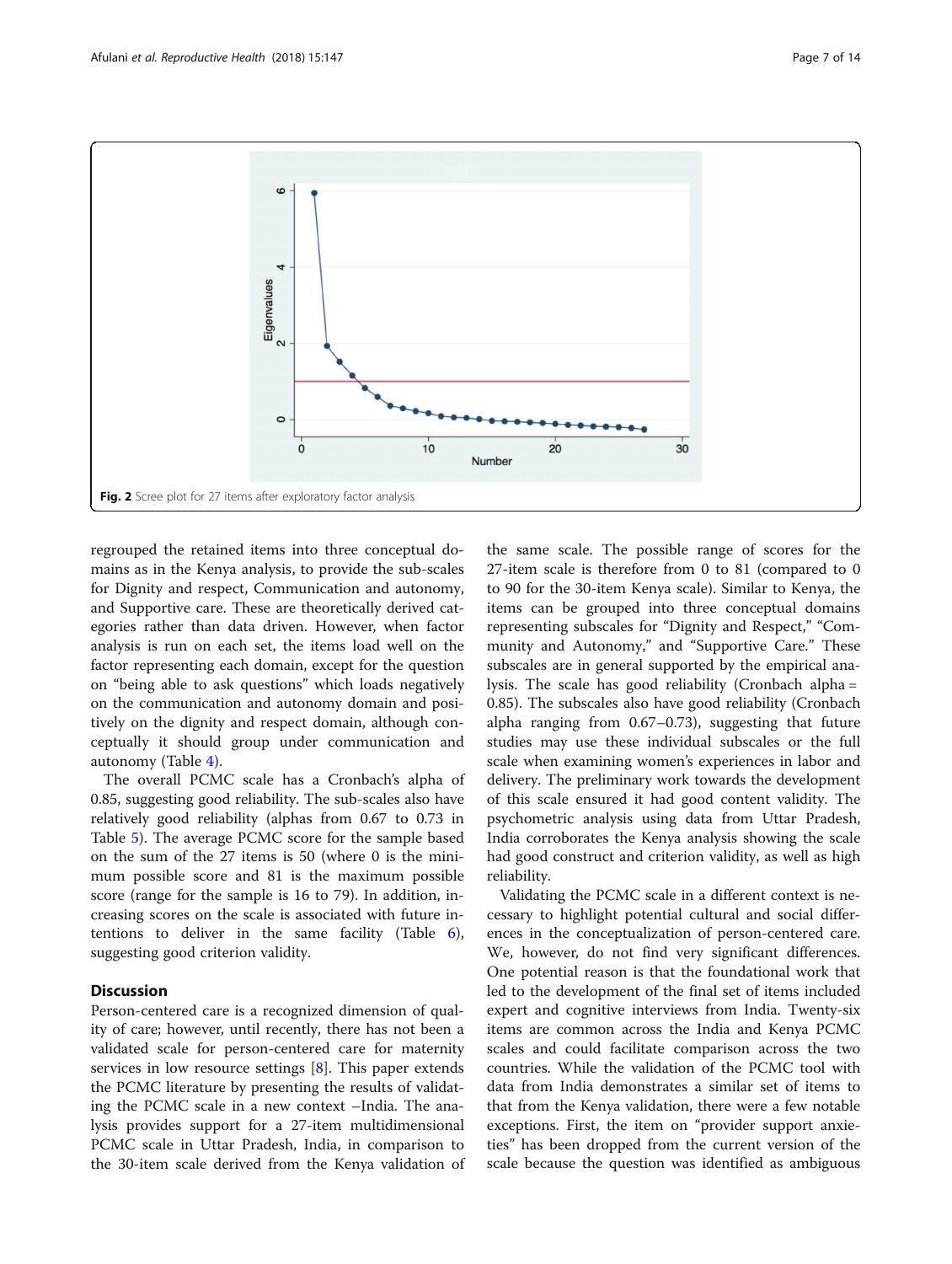Fig. 2 Scree plot for 27 items after exploratory factor analysis

regrouped the retained items into three conceptual domains as in the Kenya analysis, to provide the sub-scales for Dignity and respect, Communication and autonomy, and Supportive care. These are theoretically derived categories rather than data driven. However, when factor analysis is run on each set, the items load well on the factor representing each domain, except for the question on "being able to ask questions" which loads negatively on the communication and autonomy domain and positively on the dignity and respect domain, although conceptually it should group under communication and autonomy (Table 4).

The overall PCMC scale has a Cronbach's alpha of 0.85, suggesting good reliability. The sub-scales also have relatively good reliability (alphas from 0.67 to 0.73 in Table 5). The average PCMC score for the sample based on the sum of the 27 items is 50 (where 0 is the minimum possible score and 81 is the maximum possible score (range for the sample is 16 to 79). In addition, increasing scores on the scale is associated with future intentions to deliver in the same facility (Table 6), suggesting good criterion validity.

## Discussion

Person-centered care is a recognized dimension of quality of care; however, until recently, there has not been a validated scale for person-centered care for maternity services in low resource settings [8]. This paper extends the PCMC literature by presenting the results of validating the PCMC scale in a new context –India. The analysis provides support for a 27-item multidimensional PCMC scale in Uttar Pradesh, India, in comparison to the 30-item scale derived from the Kenya validation of the same scale. The possible range of scores for the 27-item scale is therefore from 0 to 81 (compared to 0 to 90 for the 30-item Kenya scale). Similar to Kenya, the items can be grouped into three conceptual domains representing subscales for "Dignity and Respect," "Community and Autonomy," and "Supportive Care." These subscales are in general supported by the empirical analysis. The scale has good reliability (Cronbach alpha = 0.85). The subscales also have good reliability (Cronbach alpha ranging from 0.67–0.73), suggesting that future studies may use these individual subscales or the full scale when examining women's experiences in labor and delivery. The preliminary work towards the development of this scale ensured it had good content validity. The psychometric analysis using data from Uttar Pradesh, India corroborates the Kenya analysis showing the scale had good construct and criterion validity, as well as high reliability.

Validating the PCMC scale in a different context is necessary to highlight potential cultural and social differences in the conceptualization of person-centered care. We, however, do not find very significant differences. One potential reason is that the foundational work that led to the development of the final set of items included expert and cognitive interviews from India. Twenty-six items are common across the India and Kenya PCMC scales and could facilitate comparison across the two countries. While the validation of the PCMC tool with data from India demonstrates a similar set of items to that from the Kenya validation, there were a few notable exceptions. First, the item on "provider support anxieties" has been dropped from the current version of the scale because the question was identified as ambiguous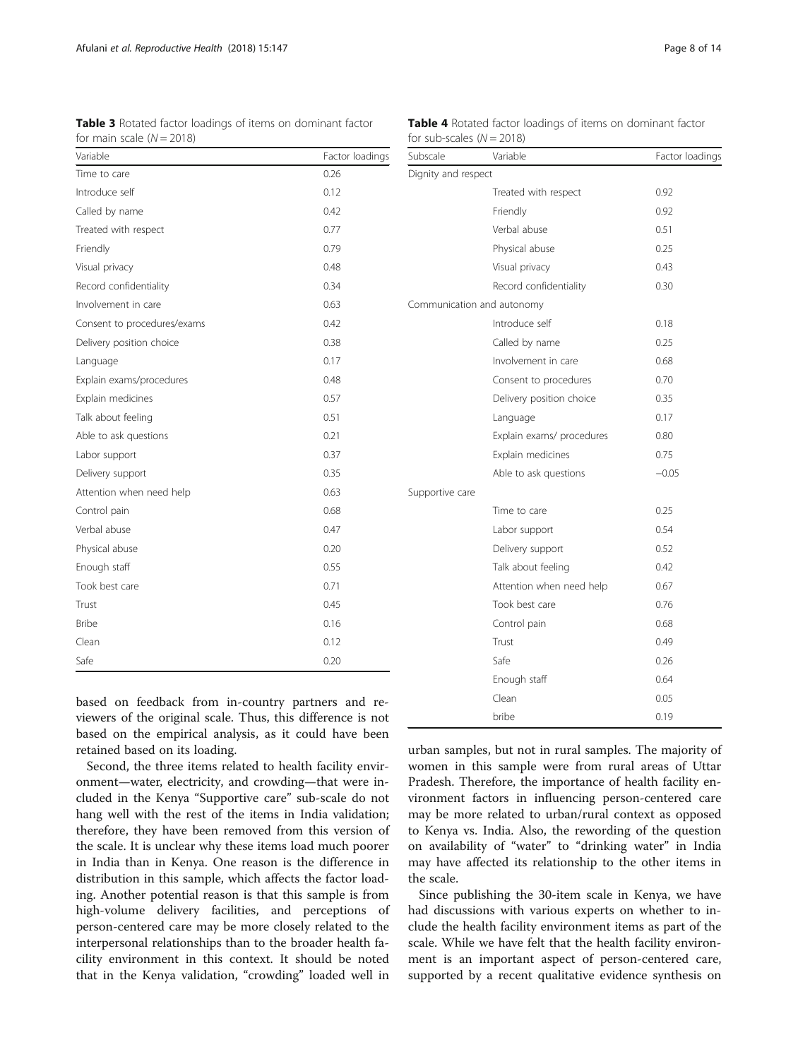**Table 3** Rotated factor loadings of items on dominant factor for main scale ($N = 2018$)

| Variable | Factor loadings |
|---|---|
| Time to care | 0.26 |
| Introduce self | 0.12 |
| Called by name | 0.42 |
| Treated with respect | 0.77 |
| Friendly | 0.79 |
| Visual privacy | 0.48 |
| Record confidentiality | 0.34 |
| Involvement in care | 0.63 |
| Consent to procedures/exams | 0.42 |
| Delivery position choice | 0.38 |
| Language | 0.17 |
| Explain exams/procedures | 0.48 |
| Explain medicines | 0.57 |
| Talk about feeling | 0.51 |
| Able to ask questions | 0.21 |
| Labor support | 0.37 |
| Delivery support | 0.35 |
| Attention when need help | 0.63 |
| Control pain | 0.68 |
| Verbal abuse | 0.47 |
| Physical abuse | 0.20 |
| Enough staff | 0.55 |
| Took best care | 0.71 |
| Trust | 0.45 |
| Bribe | 0.16 |
| Clean | 0.12 |
| Safe | 0.20 |

**Table 4** Rotated factor loadings of items on dominant factor for sub-scales ($N = 2018$)

| Subscale | Variable | Factor loadings |
|---|---|---|
| Dignity and respect | | |
| | Treated with respect | 0.92 |
| | Friendly | 0.92 |
| | Verbal abuse | 0.51 |
| | Physical abuse | 0.25 |
| | Visual privacy | 0.43 |
| | Record confidentiality | 0.30 |
| Communication and autonomy | | |
| | Introduce self | 0.18 |
| | Called by name | 0.25 |
| | Involvement in care | 0.68 |
| | Consent to procedures | 0.70 |
| | Delivery position choice | 0.35 |
| | Language | 0.17 |
| | Explain exams/ procedures | 0.80 |
| | Explain medicines | 0.75 |
| | Able to ask questions | −0.05 |
| Supportive care | | |
| | Time to care | 0.25 |
| | Labor support | 0.54 |
| | Delivery support | 0.52 |
| | Talk about feeling | 0.42 |
| | Attention when need help | 0.67 |
| | Took best care | 0.76 |
| | Control pain | 0.68 |
| | Trust | 0.49 |
| | Safe | 0.26 |
| | Enough staff | 0.64 |
| | Clean | 0.05 |
| | bribe | 0.19 |

based on feedback from in-country partners and reviewers of the original scale. Thus, this difference is not based on the empirical analysis, as it could have been retained based on its loading.

Second, the three items related to health facility environment—water, electricity, and crowding—that were included in the Kenya "Supportive care" sub-scale do not hang well with the rest of the items in India validation; therefore, they have been removed from this version of the scale. It is unclear why these items load much poorer in India than in Kenya. One reason is the difference in distribution in this sample, which affects the factor loading. Another potential reason is that this sample is from high-volume delivery facilities, and perceptions of person-centered care may be more closely related to the interpersonal relationships than to the broader health facility environment in this context. It should be noted that in the Kenya validation, "crowding" loaded well in urban samples, but not in rural samples. The majority of women in this sample were from rural areas of Uttar Pradesh. Therefore, the importance of health facility environment factors in influencing person-centered care may be more related to urban/rural context as opposed to Kenya vs. India. Also, the rewording of the question on availability of "water" to "drinking water" in India may have affected its relationship to the other items in the scale.

Since publishing the 30-item scale in Kenya, we have had discussions with various experts on whether to include the health facility environment items as part of the scale. While we have felt that the health facility environment is an important aspect of person-centered care, supported by a recent qualitative evidence synthesis on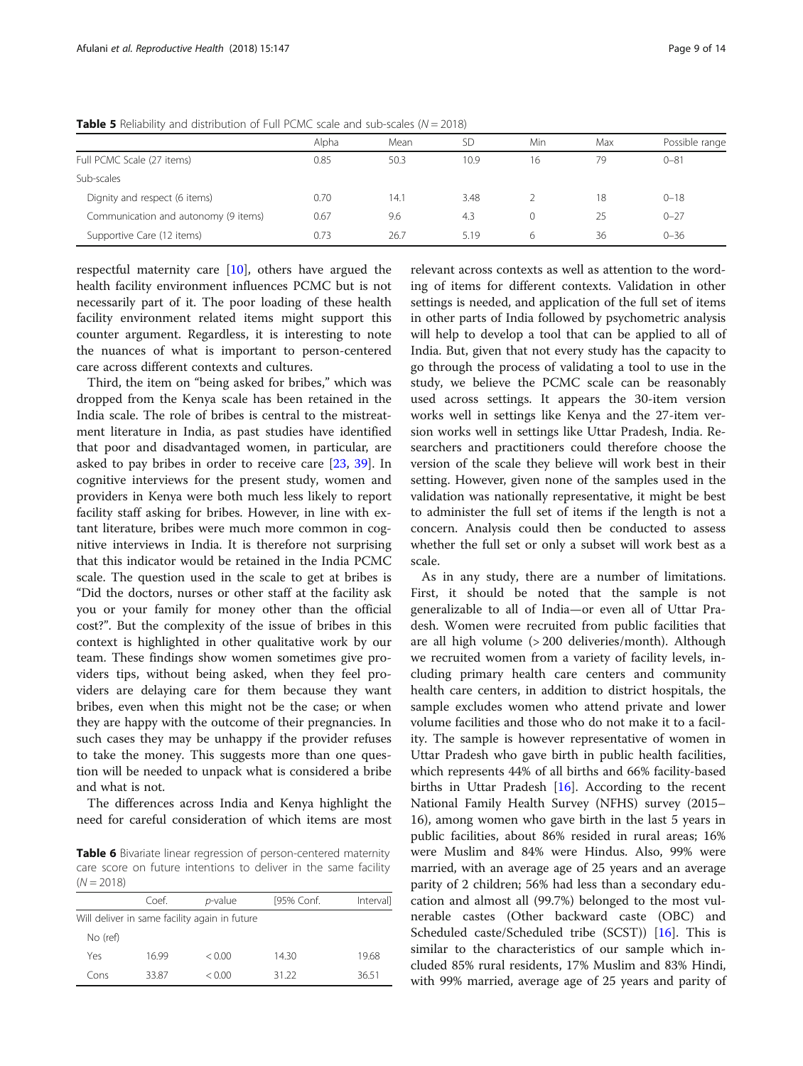**Table 5** Reliability and distribution of Full PCMC scale and sub-scales ($N = 2018$)

| | Alpha | Mean | SD | Min | Max | Possible range |
|---|---|---|---|---|---|---|
| Full PCMC Scale (27 items) | 0.85 | 50.3 | 10.9 | 16 | 79 | 0–81 |
| Sub-scales | | | | | | |
| Dignity and respect (6 items) | 0.70 | 14.1 | 3.48 | 2 | 18 | 0–18 |
| Communication and autonomy (9 items) | 0.67 | 9.6 | 4.3 | 0 | 25 | 0–27 |
| Supportive Care (12 items) | 0.73 | 26.7 | 5.19 | 6 | 36 | 0–36 |

respectful maternity care [10], others have argued the health facility environment influences PCMC but is not necessarily part of it. The poor loading of these health facility environment related items might support this counter argument. Regardless, it is interesting to note the nuances of what is important to person-centered care across different contexts and cultures.

Third, the item on "being asked for bribes," which was dropped from the Kenya scale has been retained in the India scale. The role of bribes is central to the mistreatment literature in India, as past studies have identified that poor and disadvantaged women, in particular, are asked to pay bribes in order to receive care [23, 39]. In cognitive interviews for the present study, women and providers in Kenya were both much less likely to report facility staff asking for bribes. However, in line with extant literature, bribes were much more common in cognitive interviews in India. It is therefore not surprising that this indicator would be retained in the India PCMC scale. The question used in the scale to get at bribes is "Did the doctors, nurses or other staff at the facility ask you or your family for money other than the official cost?". But the complexity of the issue of bribes in this context is highlighted in other qualitative work by our team. These findings show women sometimes give providers tips, without being asked, when they feel providers are delaying care for them because they want bribes, even when this might not be the case; or when they are happy with the outcome of their pregnancies. In such cases they may be unhappy if the provider refuses to take the money. This suggests more than one question will be needed to unpack what is considered a bribe and what is not.

The differences across India and Kenya highlight the need for careful consideration of which items are most relevant across contexts as well as attention to the wording of items for different contexts. Validation in other settings is needed, and application of the full set of items in other parts of India followed by psychometric analysis will help to develop a tool that can be applied to all of India. But, given that not every study has the capacity to go through the process of validating a tool to use in the study, we believe the PCMC scale can be reasonably used across settings. It appears the 30-item version works well in settings like Kenya and the 27-item version works well in settings like Uttar Pradesh, India. Researchers and practitioners could therefore choose the version of the scale they believe will work best in their setting. However, given none of the samples used in the validation was nationally representative, it might be best to administer the full set of items if the length is not a concern. Analysis could then be conducted to assess whether the full set or only a subset will work best as a scale.

**Table 6** Bivariate linear regression of person-centered maternity care score on future intentions to deliver in the same facility ($N = 2018$)

| | Coef. | *p*-value | [95% Conf. | Interval] |
|---|---|---|---|---|
| Will deliver in same facility again in future | | | | |
| No (ref) | | | | |
| Yes | 16.99 | < 0.00 | 14.30 | 19.68 |
| Cons | 33.87 | < 0.00 | 31.22 | 36.51 |

As in any study, there are a number of limitations. First, it should be noted that the sample is not generalizable to all of India—or even all of Uttar Pradesh. Women were recruited from public facilities that are all high volume (> 200 deliveries/month). Although we recruited women from a variety of facility levels, including primary health care centers and community health care centers, in addition to district hospitals, the sample excludes women who attend private and lower volume facilities and those who do not make it to a facility. The sample is however representative of women in Uttar Pradesh who gave birth in public health facilities, which represents 44% of all births and 66% facility-based births in Uttar Pradesh [16]. According to the recent National Family Health Survey (NFHS) survey (2015–16), among women who gave birth in the last 5 years in public facilities, about 86% resided in rural areas; 16% were Muslim and 84% were Hindus. Also, 99% were married, with an average age of 25 years and an average parity of 2 children; 56% had less than a secondary education and almost all (99.7%) belonged to the most vulnerable castes (Other backward caste (OBC) and Scheduled caste/Scheduled tribe (SCST)) [16]. This is similar to the characteristics of our sample which included 85% rural residents, 17% Muslim and 83% Hindi, with 99% married, average age of 25 years and parity of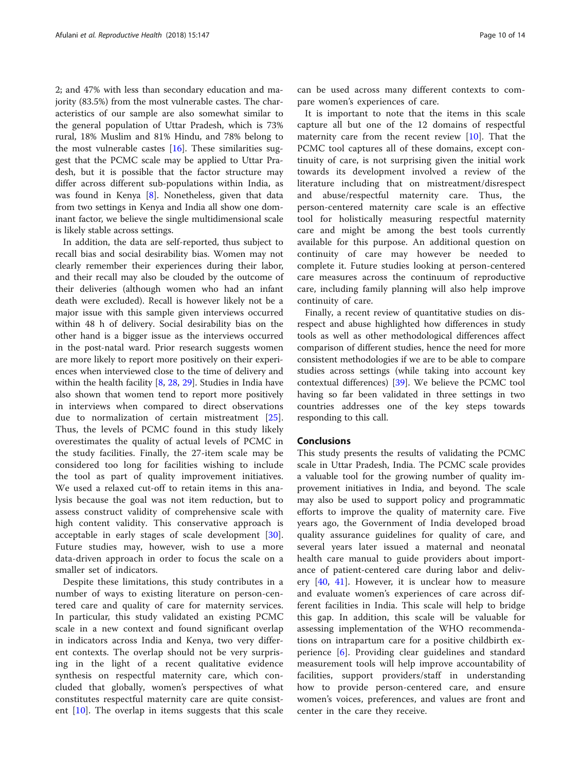2; and 47% with less than secondary education and majority (83.5%) from the most vulnerable castes. The characteristics of our sample are also somewhat similar to the general population of Uttar Pradesh, which is 73% rural, 18% Muslim and 81% Hindu, and 78% belong to the most vulnerable castes [16]. These similarities suggest that the PCMC scale may be applied to Uttar Pradesh, but it is possible that the factor structure may differ across different sub-populations within India, as was found in Kenya [8]. Nonetheless, given that data from two settings in Kenya and India all show one dominant factor, we believe the single multidimensional scale is likely stable across settings.

In addition, the data are self-reported, thus subject to recall bias and social desirability bias. Women may not clearly remember their experiences during their labor, and their recall may also be clouded by the outcome of their deliveries (although women who had an infant death were excluded). Recall is however likely not be a major issue with this sample given interviews occurred within 48 h of delivery. Social desirability bias on the other hand is a bigger issue as the interviews occurred in the post-natal ward. Prior research suggests women are more likely to report more positively on their experiences when interviewed close to the time of delivery and within the health facility [8, 28, 29]. Studies in India have also shown that women tend to report more positively in interviews when compared to direct observations due to normalization of certain mistreatment [25]. Thus, the levels of PCMC found in this study likely overestimates the quality of actual levels of PCMC in the study facilities. Finally, the 27-item scale may be considered too long for facilities wishing to include the tool as part of quality improvement initiatives. We used a relaxed cut-off to retain items in this analysis because the goal was not item reduction, but to assess construct validity of comprehensive scale with high content validity. This conservative approach is acceptable in early stages of scale development [30]. Future studies may, however, wish to use a more data-driven approach in order to focus the scale on a smaller set of indicators.

Despite these limitations, this study contributes in a number of ways to existing literature on person-centered care and quality of care for maternity services. In particular, this study validated an existing PCMC scale in a new context and found significant overlap in indicators across India and Kenya, two very different contexts. The overlap should not be very surprising in the light of a recent qualitative evidence synthesis on respectful maternity care, which concluded that globally, women's perspectives of what constitutes respectful maternity care are quite consistent [10]. The overlap in items suggests that this scale can be used across many different contexts to compare women's experiences of care.

It is important to note that the items in this scale capture all but one of the 12 domains of respectful maternity care from the recent review [10]. That the PCMC tool captures all of these domains, except continuity of care, is not surprising given the initial work towards its development involved a review of the literature including that on mistreatment/disrespect and abuse/respectful maternity care. Thus, the person-centered maternity care scale is an effective tool for holistically measuring respectful maternity care and might be among the best tools currently available for this purpose. An additional question on continuity of care may however be needed to complete it. Future studies looking at person-centered care measures across the continuum of reproductive care, including family planning will also help improve continuity of care.

Finally, a recent review of quantitative studies on disrespect and abuse highlighted how differences in study tools as well as other methodological differences affect comparison of different studies, hence the need for more consistent methodologies if we are to be able to compare studies across settings (while taking into account key contextual differences) [39]. We believe the PCMC tool having so far been validated in three settings in two countries addresses one of the key steps towards responding to this call.

## Conclusions

This study presents the results of validating the PCMC scale in Uttar Pradesh, India. The PCMC scale provides a valuable tool for the growing number of quality improvement initiatives in India, and beyond. The scale may also be used to support policy and programmatic efforts to improve the quality of maternity care. Five years ago, the Government of India developed broad quality assurance guidelines for quality of care, and several years later issued a maternal and neonatal health care manual to guide providers about importance of patient-centered care during labor and delivery [40, 41]. However, it is unclear how to measure and evaluate women's experiences of care across different facilities in India. This scale will help to bridge this gap. In addition, this scale will be valuable for assessing implementation of the WHO recommendations on intrapartum care for a positive childbirth experience [6]. Providing clear guidelines and standard measurement tools will help improve accountability of facilities, support providers/staff in understanding how to provide person-centered care, and ensure women's voices, preferences, and values are front and center in the care they receive.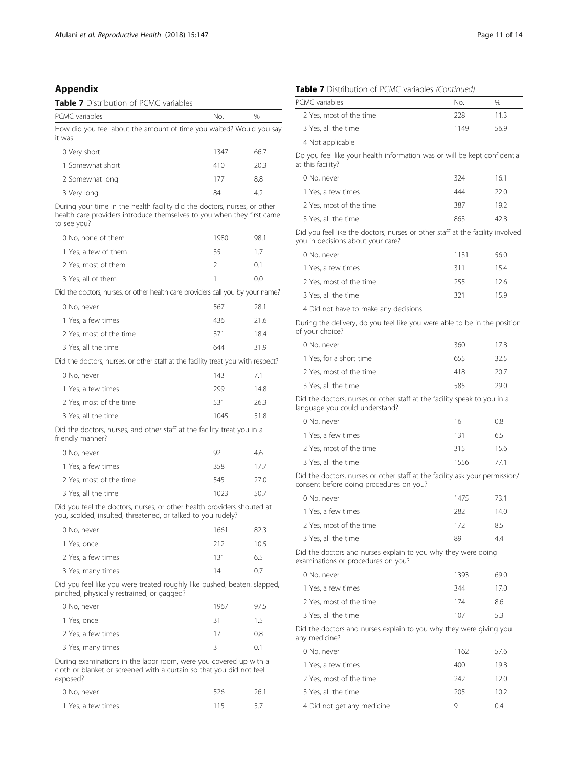## Appendix

**Table 7** Distribution of PCMC variables

| PCMC variables | No. | % |
|---|---|---|
| How did you feel about the amount of time you waited? Would you say it was | | |
| 0 Very short | 1347 | 66.7 |
| 1 Somewhat short | 410 | 20.3 |
| 2 Somewhat long | 177 | 8.8 |
| 3 Very long | 84 | 4.2 |
| During your time in the health facility did the doctors, nurses, or other health care providers introduce themselves to you when they first came to see you? | | |
| 0 No, none of them | 1980 | 98.1 |
| 1 Yes, a few of them | 35 | 1.7 |
| 2 Yes, most of them | 2 | 0.1 |
| 3 Yes, all of them | 1 | 0.0 |
| Did the doctors, nurses, or other health care providers call you by your name? | | |
| 0 No, never | 567 | 28.1 |
| 1 Yes, a few times | 436 | 21.6 |
| 2 Yes, most of the time | 371 | 18.4 |
| 3 Yes, all the time | 644 | 31.9 |
| Did the doctors, nurses, or other staff at the facility treat you with respect? | | |
| 0 No, never | 143 | 7.1 |
| 1 Yes, a few times | 299 | 14.8 |
| 2 Yes, most of the time | 531 | 26.3 |
| 3 Yes, all the time | 1045 | 51.8 |
| Did the doctors, nurses, and other staff at the facility treat you in a friendly manner? | | |
| 0 No, never | 92 | 4.6 |
| 1 Yes, a few times | 358 | 17.7 |
| 2 Yes, most of the time | 545 | 27.0 |
| 3 Yes, all the time | 1023 | 50.7 |
| Did you feel the doctors, nurses, or other health providers shouted at you, scolded, insulted, threatened, or talked to you rudely? | | |
| 0 No, never | 1661 | 82.3 |
| 1 Yes, once | 212 | 10.5 |
| 2 Yes, a few times | 131 | 6.5 |
| 3 Yes, many times | 14 | 0.7 |
| Did you feel like you were treated roughly like pushed, beaten, slapped, pinched, physically restrained, or gagged? | | |
| 0 No, never | 1967 | 97.5 |
| 1 Yes, once | 31 | 1.5 |
| 2 Yes, a few times | 17 | 0.8 |
| 3 Yes, many times | 3 | 0.1 |
| During examinations in the labor room, were you covered up with a cloth or blanket or screened with a curtain so that you did not feel exposed? | | |
| 0 No, never | 526 | 26.1 |
| 1 Yes, a few times | 115 | 5.7 |
| 2 Yes, most of the time | 228 | 11.3 |
| 3 Yes, all the time | 1149 | 56.9 |
| 4 Not applicable | | |
| Do you feel like your health information was or will be kept confidential at this facility? | | |
| 0 No, never | 324 | 16.1 |
| 1 Yes, a few times | 444 | 22.0 |
| 2 Yes, most of the time | 387 | 19.2 |
| 3 Yes, all the time | 863 | 42.8 |
| Did you feel like the doctors, nurses or other staff at the facility involved you in decisions about your care? | | |
| 0 No, never | 1131 | 56.0 |
| 1 Yes, a few times | 311 | 15.4 |
| 2 Yes, most of the time | 255 | 12.6 |
| 3 Yes, all the time | 321 | 15.9 |
| 4 Did not have to make any decisions | | |
| During the delivery, do you feel like you were able to be in the position of your choice? | | |
| 0 No, never | 360 | 17.8 |
| 1 Yes, for a short time | 655 | 32.5 |
| 2 Yes, most of the time | 418 | 20.7 |
| 3 Yes, all the time | 585 | 29.0 |
| Did the doctors, nurses or other staff at the facility speak to you in a language you could understand? | | |
| 0 No, never | 16 | 0.8 |
| 1 Yes, a few times | 131 | 6.5 |
| 2 Yes, most of the time | 315 | 15.6 |
| 3 Yes, all the time | 1556 | 77.1 |
| Did the doctors, nurses or other staff at the facility ask your permission/consent before doing procedures on you? | | |
| 0 No, never | 1475 | 73.1 |
| 1 Yes, a few times | 282 | 14.0 |
| 2 Yes, most of the time | 172 | 8.5 |
| 3 Yes, all the time | 89 | 4.4 |
| Did the doctors and nurses explain to you why they were doing examinations or procedures on you? | | |
| 0 No, never | 1393 | 69.0 |
| 1 Yes, a few times | 344 | 17.0 |
| 2 Yes, most of the time | 174 | 8.6 |
| 3 Yes, all the time | 107 | 5.3 |
| Did the doctors and nurses explain to you why they were giving you any medicine? | | |
| 0 No, never | 1162 | 57.6 |
| 1 Yes, a few times | 400 | 19.8 |
| 2 Yes, most of the time | 242 | 12.0 |
| 3 Yes, all the time | 205 | 10.2 |
| 4 Did not get any medicine | 9 | 0.4 |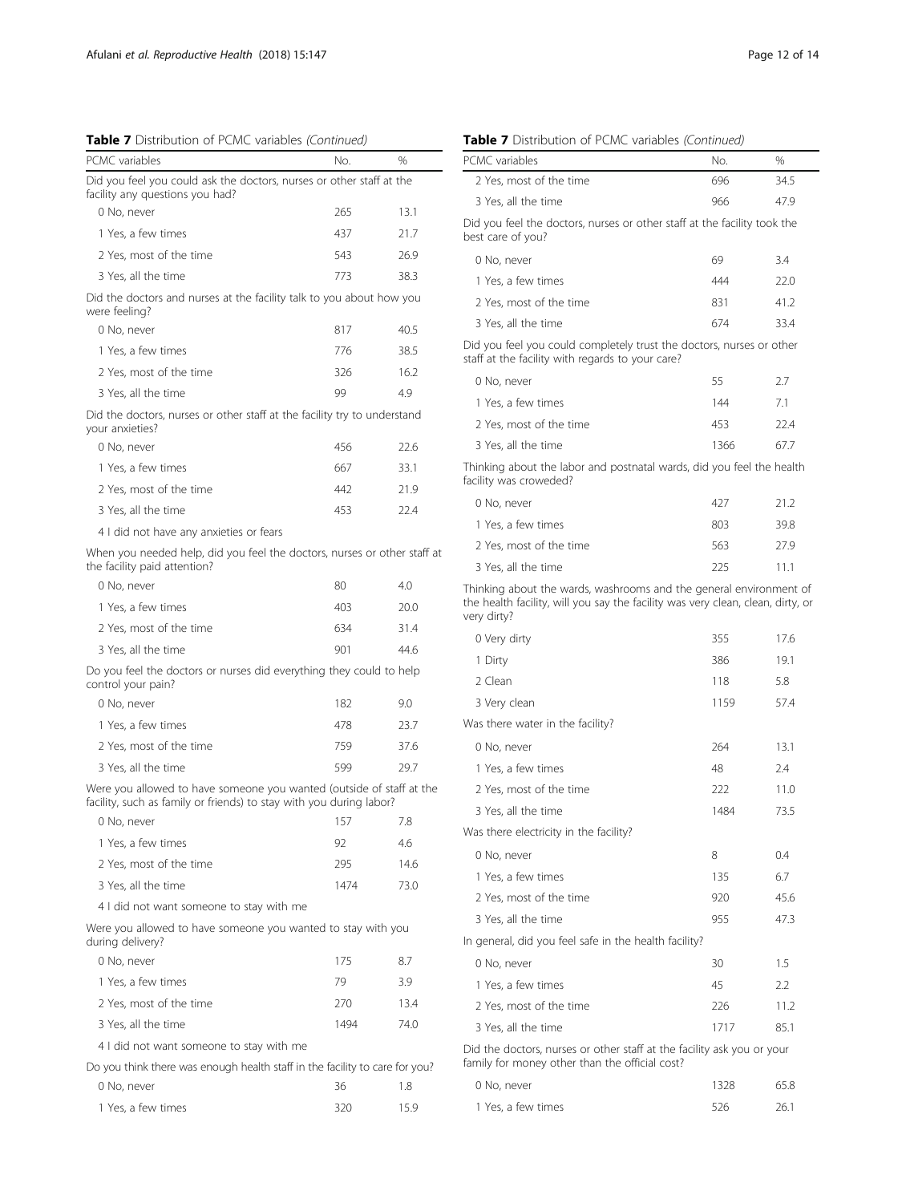**Table 7** Distribution of PCMC variables *(Continued)*

| PCMC variables | No. | % |
|---|---|---|
| Did you feel you could ask the doctors, nurses or other staff at the facility any questions you had? | | |
| 0 No, never | 265 | 13.1 |
| 1 Yes, a few times | 437 | 21.7 |
| 2 Yes, most of the time | 543 | 26.9 |
| 3 Yes, all the time | 773 | 38.3 |
| Did the doctors and nurses at the facility talk to you about how you were feeling? | | |
| 0 No, never | 817 | 40.5 |
| 1 Yes, a few times | 776 | 38.5 |
| 2 Yes, most of the time | 326 | 16.2 |
| 3 Yes, all the time | 99 | 4.9 |
| Did the doctors, nurses or other staff at the facility try to understand your anxieties? | | |
| 0 No, never | 456 | 22.6 |
| 1 Yes, a few times | 667 | 33.1 |
| 2 Yes, most of the time | 442 | 21.9 |
| 3 Yes, all the time | 453 | 22.4 |
| 4 I did not have any anxieties or fears | | |
| When you needed help, did you feel the doctors, nurses or other staff at the facility paid attention? | | |
| 0 No, never | 80 | 4.0 |
| 1 Yes, a few times | 403 | 20.0 |
| 2 Yes, most of the time | 634 | 31.4 |
| 3 Yes, all the time | 901 | 44.6 |
| Do you feel the doctors or nurses did everything they could to help control your pain? | | |
| 0 No, never | 182 | 9.0 |
| 1 Yes, a few times | 478 | 23.7 |
| 2 Yes, most of the time | 759 | 37.6 |
| 3 Yes, all the time | 599 | 29.7 |
| Were you allowed to have someone you wanted (outside of staff at the facility, such as family or friends) to stay with you during labor? | | |
| 0 No, never | 157 | 7.8 |
| 1 Yes, a few times | 92 | 4.6 |
| 2 Yes, most of the time | 295 | 14.6 |
| 3 Yes, all the time | 1474 | 73.0 |
| 4 I did not want someone to stay with me | | |
| Were you allowed to have someone you wanted to stay with you during delivery? | | |
| 0 No, never | 175 | 8.7 |
| 1 Yes, a few times | 79 | 3.9 |
| 2 Yes, most of the time | 270 | 13.4 |
| 3 Yes, all the time | 1494 | 74.0 |
| 4 I did not want someone to stay with me | | |
| Do you think there was enough health staff in the facility to care for you? | | |
| 0 No, never | 36 | 1.8 |
| 1 Yes, a few times | 320 | 15.9 |
| 2 Yes, most of the time | 696 | 34.5 |
| 3 Yes, all the time | 966 | 47.9 |
| Did you feel the doctors, nurses or other staff at the facility took the best care of you? | | |
| 0 No, never | 69 | 3.4 |
| 1 Yes, a few times | 444 | 22.0 |
| 2 Yes, most of the time | 831 | 41.2 |
| 3 Yes, all the time | 674 | 33.4 |
| Did you feel you could completely trust the doctors, nurses or other staff at the facility with regards to your care? | | |
| 0 No, never | 55 | 2.7 |
| 1 Yes, a few times | 144 | 7.1 |
| 2 Yes, most of the time | 453 | 22.4 |
| 3 Yes, all the time | 1366 | 67.7 |
| Thinking about the labor and postnatal wards, did you feel the health facility was croweded? | | |
| 0 No, never | 427 | 21.2 |
| 1 Yes, a few times | 803 | 39.8 |
| 2 Yes, most of the time | 563 | 27.9 |
| 3 Yes, all the time | 225 | 11.1 |
| Thinking about the wards, washrooms and the general environment of the health facility, will you say the facility was very clean, clean, dirty, or very dirty? | | |
| 0 Very dirty | 355 | 17.6 |
| 1 Dirty | 386 | 19.1 |
| 2 Clean | 118 | 5.8 |
| 3 Very clean | 1159 | 57.4 |
| Was there water in the facility? | | |
| 0 No, never | 264 | 13.1 |
| 1 Yes, a few times | 48 | 2.4 |
| 2 Yes, most of the time | 222 | 11.0 |
| 3 Yes, all the time | 1484 | 73.5 |
| Was there electricity in the facility? | | |
| 0 No, never | 8 | 0.4 |
| 1 Yes, a few times | 135 | 6.7 |
| 2 Yes, most of the time | 920 | 45.6 |
| 3 Yes, all the time | 955 | 47.3 |
| In general, did you feel safe in the health facility? | | |
| 0 No, never | 30 | 1.5 |
| 1 Yes, a few times | 45 | 2.2 |
| 2 Yes, most of the time | 226 | 11.2 |
| 3 Yes, all the time | 1717 | 85.1 |
| Did the doctors, nurses or other staff at the facility ask you or your family for money other than the official cost? | | |
| 0 No, never | 1328 | 65.8 |
| 1 Yes, a few times | 526 | 26.1 |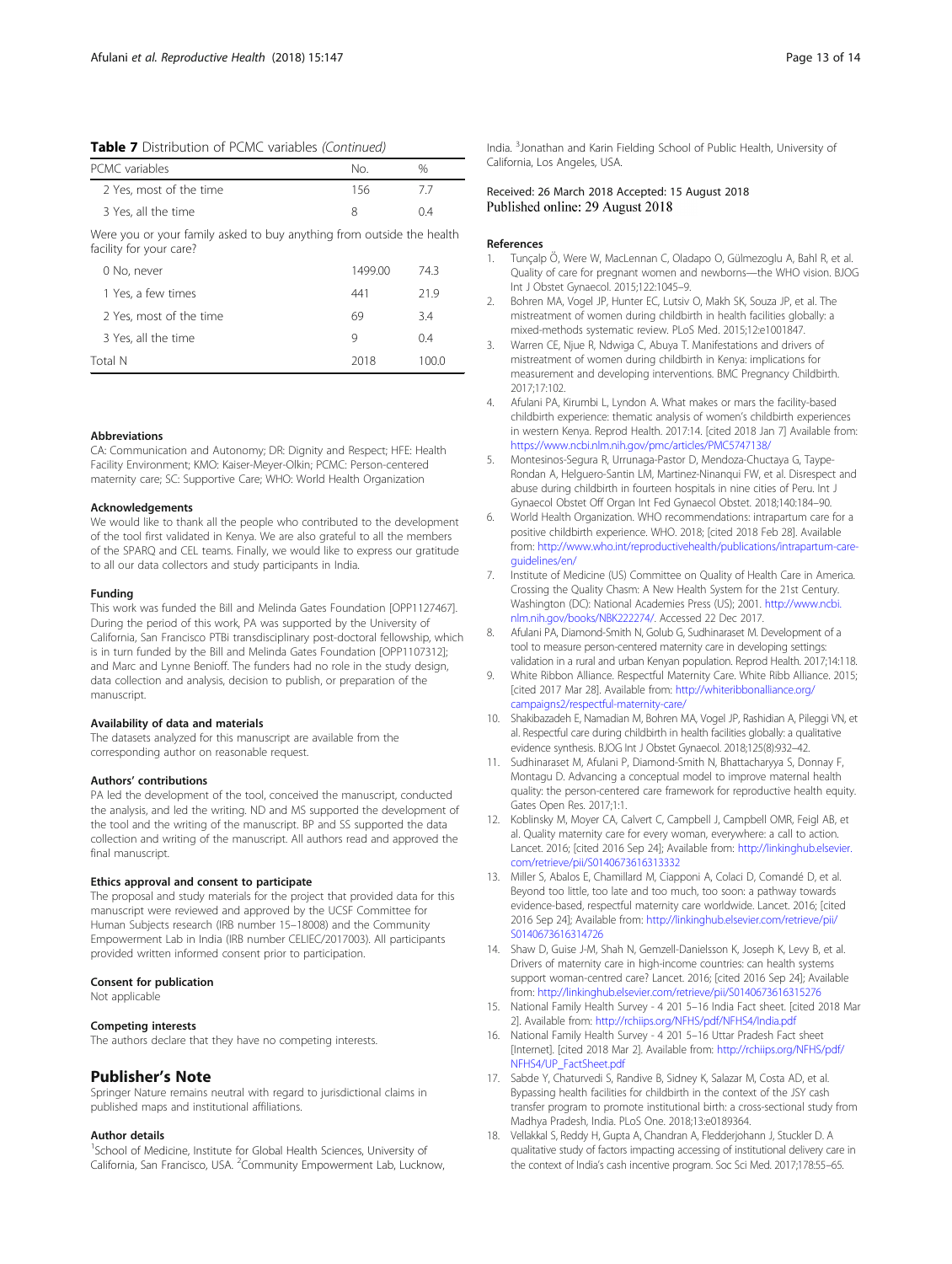**Table 7** Distribution of PCMC variables *(Continued)*

| PCMC variables | No. | % |
|---|---|---|
| 2 Yes, most of the time | 156 | 7.7 |
| 3 Yes, all the time | 8 | 0.4 |
| Were you or your family asked to buy anything from outside the health facility for your care? | | |
| 0 No, never | 1499.00 | 74.3 |
| 1 Yes, a few times | 441 | 21.9 |
| 2 Yes, most of the time | 69 | 3.4 |
| 3 Yes, all the time | 9 | 0.4 |
| Total N | 2018 | 100.0 |

#### Abbreviations

CA: Communication and Autonomy; DR: Dignity and Respect; HFE: Health Facility Environment; KMO: Kaiser-Meyer-Olkin; PCMC: Person-centered maternity care; SC: Supportive Care; WHO: World Health Organization

#### Acknowledgements

We would like to thank all the people who contributed to the development of the tool first validated in Kenya. We are also grateful to all the members of the SPARQ and CEL teams. Finally, we would like to express our gratitude to all our data collectors and study participants in India.

#### Funding

This work was funded the Bill and Melinda Gates Foundation [OPP1127467]. During the period of this work, PA was supported by the University of California, San Francisco PTBi transdisciplinary post-doctoral fellowship, which is in turn funded by the Bill and Melinda Gates Foundation [OPP1107312]; and Marc and Lynne Benioff. The funders had no role in the study design, data collection and analysis, decision to publish, or preparation of the manuscript.

#### Availability of data and materials

The datasets analyzed for this manuscript are available from the corresponding author on reasonable request.

#### Authors' contributions

PA led the development of the tool, conceived the manuscript, conducted the analysis, and led the writing. ND and MS supported the development of the tool and the writing of the manuscript. BP and SS supported the data collection and writing of the manuscript. All authors read and approved the final manuscript.

#### Ethics approval and consent to participate

The proposal and study materials for the project that provided data for this manuscript were reviewed and approved by the UCSF Committee for Human Subjects research (IRB number 15–18008) and the Community Empowerment Lab in India (IRB number CELIEC/2017003). All participants provided written informed consent prior to participation.

#### Consent for publication

Not applicable

#### Competing interests

The authors declare that they have no competing interests.

## Publisher's Note

Springer Nature remains neutral with regard to jurisdictional claims in published maps and institutional affiliations.

#### Author details

[1]School of Medicine, Institute for Global Health Sciences, University of California, San Francisco, USA. [2]Community Empowerment Lab, Lucknow, India. [3]Jonathan and Karin Fielding School of Public Health, University of California, Los Angeles, USA.

Received: 26 March 2018 Accepted: 15 August 2018
Published online: 29 August 2018

#### References

1. Tunçalp Ö, Were W, MacLennan C, Oladapo O, Gülmezoglu A, Bahl R, et al. Quality of care for pregnant women and newborns—the WHO vision. BJOG Int J Obstet Gynaecol. 2015;122:1045–9.
2. Bohren MA, Vogel JP, Hunter EC, Lutsiv O, Makh SK, Souza JP, et al. The mistreatment of women during childbirth in health facilities globally: a mixed-methods systematic review. PLoS Med. 2015;12:e1001847.
3. Warren CE, Njue R, Ndwiga C, Abuya T. Manifestations and drivers of mistreatment of women during childbirth in Kenya: implications for measurement and developing interventions. BMC Pregnancy Childbirth. 2017;17:102.
4. Afulani PA, Kirumbi L, Lyndon A. What makes or mars the facility-based childbirth experience: thematic analysis of women's childbirth experiences in western Kenya. Reprod Health. 2017:14. [cited 2018 Jan 7] Available from: https://www.ncbi.nlm.nih.gov/pmc/articles/PMC5747138/
5. Montesinos-Segura R, Urrunaga-Pastor D, Mendoza-Chuctaya G, Taype-Rondan A, Helguero-Santin LM, Martinez-Ninanqui FW, et al. Disrespect and abuse during childbirth in fourteen hospitals in nine cities of Peru. Int J Gynaecol Obstet Off Organ Int Fed Gynaecol Obstet. 2018;140:184–90.
6. World Health Organization. WHO recommendations: intrapartum care for a positive childbirth experience. WHO. 2018; [cited 2018 Feb 28]. Available from: http://www.who.int/reproductivehealth/publications/intrapartum-care-guidelines/en/
7. Institute of Medicine (US) Committee on Quality of Health Care in America. Crossing the Quality Chasm: A New Health System for the 21st Century. Washington (DC): National Academies Press (US); 2001. http://www.ncbi.nlm.nih.gov/books/NBK222274/. Accessed 22 Dec 2017.
8. Afulani PA, Diamond-Smith N, Golub G, Sudhinaraset M. Development of a tool to measure person-centered maternity care in developing settings: validation in a rural and urban Kenyan population. Reprod Health. 2017;14:118.
9. White Ribbon Alliance. Respectful Maternity Care. White Ribb Alliance. 2015; [cited 2017 Mar 28]. Available from: http://whiteribbonalliance.org/campaigns2/respectful-maternity-care/
10. Shakibazadeh E, Namadian M, Bohren MA, Vogel JP, Rashidian A, Pileggi VN, et al. Respectful care during childbirth in health facilities globally: a qualitative evidence synthesis. BJOG Int J Obstet Gynaecol. 2018;125(8):932–42.
11. Sudhinaraset M, Afulani P, Diamond-Smith N, Bhattacharyya S, Donnay F, Montagu D. Advancing a conceptual model to improve maternal health quality: the person-centered care framework for reproductive health equity. Gates Open Res. 2017;1:1.
12. Koblinsky M, Moyer CA, Calvert C, Campbell J, Campbell OMR, Feigl AB, et al. Quality maternity care for every woman, everywhere: a call to action. Lancet. 2016; [cited 2016 Sep 24]; Available from: http://linkinghub.elsevier.com/retrieve/pii/S0140673616313332
13. Miller S, Abalos E, Chamillard M, Ciapponi A, Colaci D, Comandé D, et al. Beyond too little, too late and too much, too soon: a pathway towards evidence-based, respectful maternity care worldwide. Lancet. 2016; [cited 2016 Sep 24]; Available from: http://linkinghub.elsevier.com/retrieve/pii/S0140673616314726
14. Shaw D, Guise J-M, Shah N, Gemzell-Danielsson K, Joseph K, Levy B, et al. Drivers of maternity care in high-income countries: can health systems support woman-centred care? Lancet. 2016; [cited 2016 Sep 24]; Available from: http://linkinghub.elsevier.com/retrieve/pii/S0140673616315276
15. National Family Health Survey - 4 201 5–16 India Fact sheet. [cited 2018 Mar 2]. Available from: http://rchiips.org/NFHS/pdf/NFHS4/India.pdf
16. National Family Health Survey - 4 201 5–16 Uttar Pradesh Fact sheet [Internet]. [cited 2018 Mar 2]. Available from: http://rchiips.org/NFHS/pdf/NFHS4/UP_FactSheet.pdf
17. Sabde Y, Chaturvedi S, Randive B, Sidney K, Salazar M, Costa AD, et al. Bypassing health facilities for childbirth in the context of the JSY cash transfer program to promote institutional birth: a cross-sectional study from Madhya Pradesh, India. PLoS One. 2018;13:e0189364.
18. Vellakkal S, Reddy H, Gupta A, Chandran A, Fledderjohann J, Stuckler D. A qualitative study of factors impacting accessing of institutional delivery care in the context of India's cash incentive program. Soc Sci Med. 2017;178:55–65.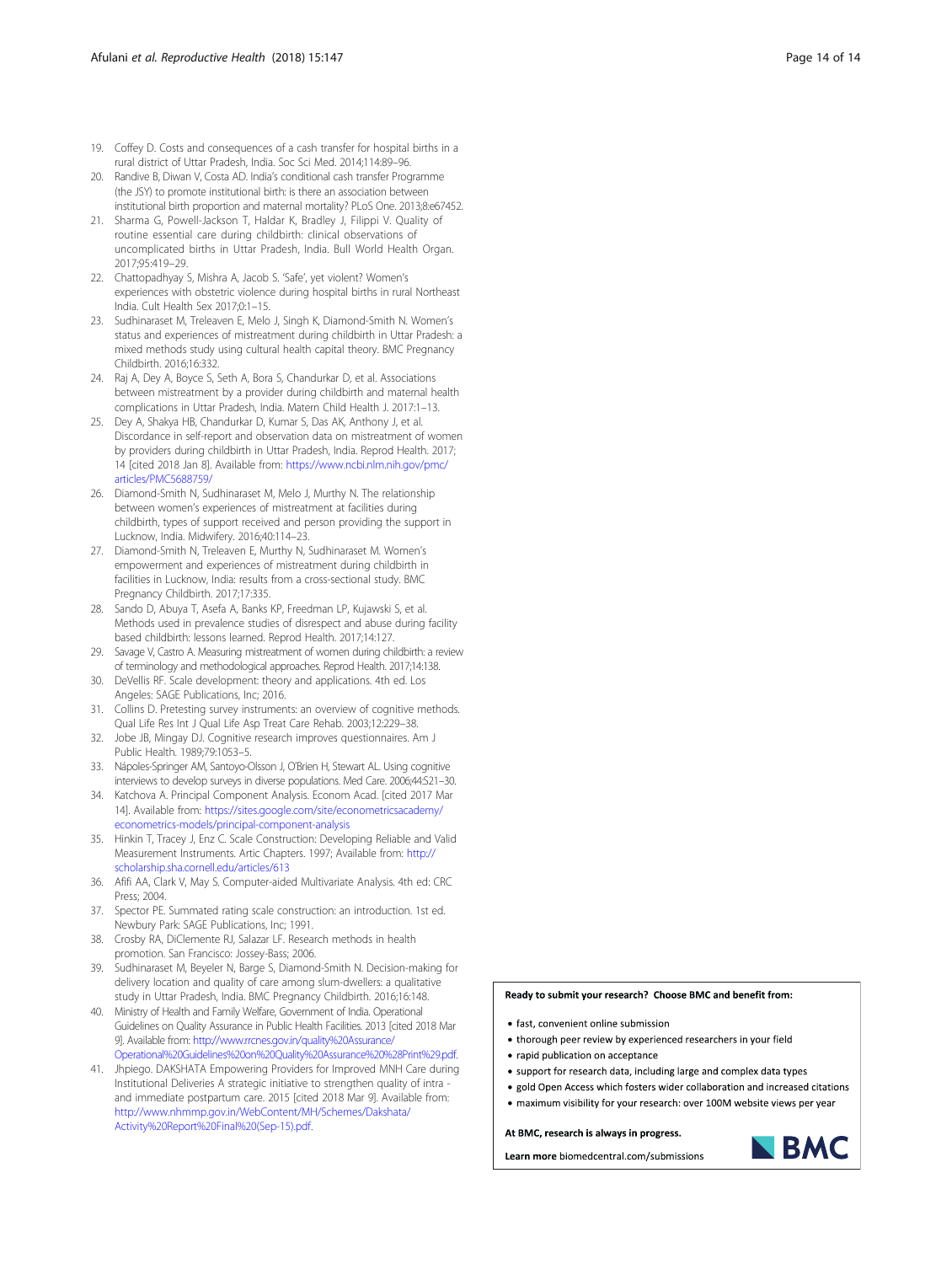19. Coffey D. Costs and consequences of a cash transfer for hospital births in a rural district of Uttar Pradesh, India. Soc Sci Med. 2014;114:89–96.
20. Randive B, Diwan V, Costa AD. India's conditional cash transfer Programme (the JSY) to promote institutional birth: is there an association between institutional birth proportion and maternal mortality? PLoS One. 2013;8:e67452.
21. Sharma G, Powell-Jackson T, Haldar K, Bradley J, Filippi V. Quality of routine essential care during childbirth: clinical observations of uncomplicated births in Uttar Pradesh, India. Bull World Health Organ. 2017;95:419–29.
22. Chattopadhyay S, Mishra A, Jacob S. 'Safe', yet violent? Women's experiences with obstetric violence during hospital births in rural Northeast India. Cult Health Sex 2017;0:1–15.
23. Sudhinaraset M, Treleaven E, Melo J, Singh K, Diamond-Smith N. Women's status and experiences of mistreatment during childbirth in Uttar Pradesh: a mixed methods study using cultural health capital theory. BMC Pregnancy Childbirth. 2016;16:332.
24. Raj A, Dey A, Boyce S, Seth A, Bora S, Chandurkar D, et al. Associations between mistreatment by a provider during childbirth and maternal health complications in Uttar Pradesh, India. Matern Child Health J. 2017:1–13.
25. Dey A, Shakya HB, Chandurkar D, Kumar S, Das AK, Anthony J, et al. Discordance in self-report and observation data on mistreatment of women by providers during childbirth in Uttar Pradesh, India. Reprod Health. 2017; 14 [cited 2018 Jan 8]. Available from: https://www.ncbi.nlm.nih.gov/pmc/articles/PMC5688759/
26. Diamond-Smith N, Sudhinaraset M, Melo J, Murthy N. The relationship between women's experiences of mistreatment at facilities during childbirth, types of support received and person providing the support in Lucknow, India. Midwifery. 2016;40:114–23.
27. Diamond-Smith N, Treleaven E, Murthy N, Sudhinaraset M. Women's empowerment and experiences of mistreatment during childbirth in facilities in Lucknow, India: results from a cross-sectional study. BMC Pregnancy Childbirth. 2017;17:335.
28. Sando D, Abuya T, Asefa A, Banks KP, Freedman LP, Kujawski S, et al. Methods used in prevalence studies of disrespect and abuse during facility based childbirth: lessons learned. Reprod Health. 2017;14:127.
29. Savage V, Castro A. Measuring mistreatment of women during childbirth: a review of terminology and methodological approaches. Reprod Health. 2017;14:138.
30. DeVellis RF. Scale development: theory and applications. 4th ed. Los Angeles: SAGE Publications, Inc; 2016.
31. Collins D. Pretesting survey instruments: an overview of cognitive methods. Qual Life Res Int J Qual Life Asp Treat Care Rehab. 2003;12:229–38.
32. Jobe JB, Mingay DJ. Cognitive research improves questionnaires. Am J Public Health. 1989;79:1053–5.
33. Nápoles-Springer AM, Santoyo-Olsson J, O'Brien H, Stewart AL. Using cognitive interviews to develop surveys in diverse populations. Med Care. 2006;44:S21–30.
34. Katchova A. Principal Component Analysis. Econom Acad. [cited 2017 Mar 14]. Available from: https://sites.google.com/site/econometricsacademy/econometrics-models/principal-component-analysis
35. Hinkin T, Tracey J, Enz C. Scale Construction: Developing Reliable and Valid Measurement Instruments. Artic Chapters. 1997; Available from: http://scholarship.sha.cornell.edu/articles/613
36. Afifi AA, Clark V, May S. Computer-aided Multivariate Analysis. 4th ed: CRC Press; 2004.
37. Spector PE. Summated rating scale construction: an introduction. 1st ed. Newbury Park: SAGE Publications, Inc; 1991.
38. Crosby RA, DiClemente RJ, Salazar LF. Research methods in health promotion. San Francisco: Jossey-Bass; 2006.
39. Sudhinaraset M, Beyeler N, Barge S, Diamond-Smith N. Decision-making for delivery location and quality of care among slum-dwellers: a qualitative study in Uttar Pradesh, India. BMC Pregnancy Childbirth. 2016;16:148.
40. Ministry of Health and Family Welfare, Government of India. Operational Guidelines on Quality Assurance in Public Health Facilities. 2013 [cited 2018 Mar 9]. Available from: http://www.rrcnes.gov.in/quality%20Assurance/Operational%20Guidelines%20on%20Quality%20Assurance%20%28Print%29.pdf.
41. Jhpiego. DAKSHATA Empowering Providers for Improved MNH Care during Institutional Deliveries A strategic initiative to strengthen quality of intra - and immediate postpartum care. 2015 [cited 2018 Mar 9]. Available from: http://www.nhmmp.gov.in/WebContent/MH/Schemes/Dakshata/Activity%20Report%20Final%20(Sep-15).pdf.

**Ready to submit your research? Choose BMC and benefit from:**

- fast, convenient online submission
- thorough peer review by experienced researchers in your field
- rapid publication on acceptance
- support for research data, including large and complex data types
- gold Open Access which fosters wider collaboration and increased citations
- maximum visibility for your research: over 100M website views per year

**At BMC, research is always in progress.**

**Learn more** biomedcentral.com/submissions

BMC